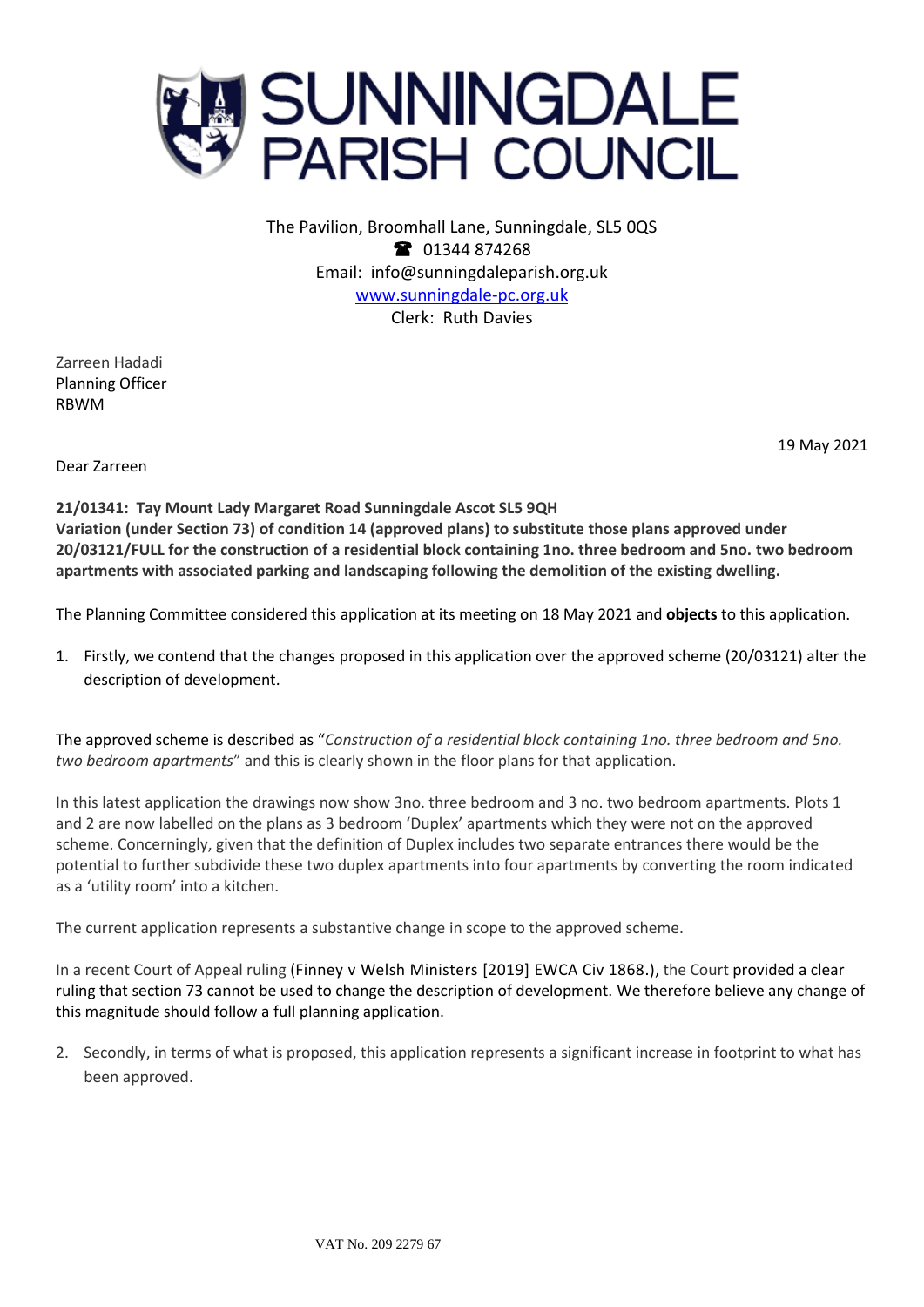# SUNNINGDALE PARISH COUNCIL

The Pavilion, Broomhall Lane, Sunningdale, SL5 0QS
☎ 01344 874268
Email: info@sunningdaleparish.org.uk
www.sunningdale-pc.org.uk
Clerk: Ruth Davies

Zarreen Hadadi
Planning Officer
RBWM

19 May 2021

Dear Zarreen

**21/01341: Tay Mount Lady Margaret Road Sunningdale Ascot SL5 9QH**
**Variation (under Section 73) of condition 14 (approved plans) to substitute those plans approved under 20/03121/FULL for the construction of a residential block containing 1no. three bedroom and 5no. two bedroom apartments with associated parking and landscaping following the demolition of the existing dwelling.**

The Planning Committee considered this application at its meeting on 18 May 2021 and **objects** to this application.

1. Firstly, we contend that the changes proposed in this application over the approved scheme (20/03121) alter the description of development.

The approved scheme is described as "*Construction of a residential block containing 1no. three bedroom and 5no. two bedroom apartments*" and this is clearly shown in the floor plans for that application.

In this latest application the drawings now show 3no. three bedroom and 3 no. two bedroom apartments. Plots 1 and 2 are now labelled on the plans as 3 bedroom 'Duplex' apartments which they were not on the approved scheme. Concerningly, given that the definition of Duplex includes two separate entrances there would be the potential to further subdivide these two duplex apartments into four apartments by converting the room indicated as a 'utility room' into a kitchen.

The current application represents a substantive change in scope to the approved scheme.

In a recent Court of Appeal ruling (Finney v Welsh Ministers [2019] EWCA Civ 1868.), the Court provided a clear ruling that section 73 cannot be used to change the description of development. We therefore believe any change of this magnitude should follow a full planning application.

2. Secondly, in terms of what is proposed, this application represents a significant increase in footprint to what has been approved.

VAT No. 209 2279 67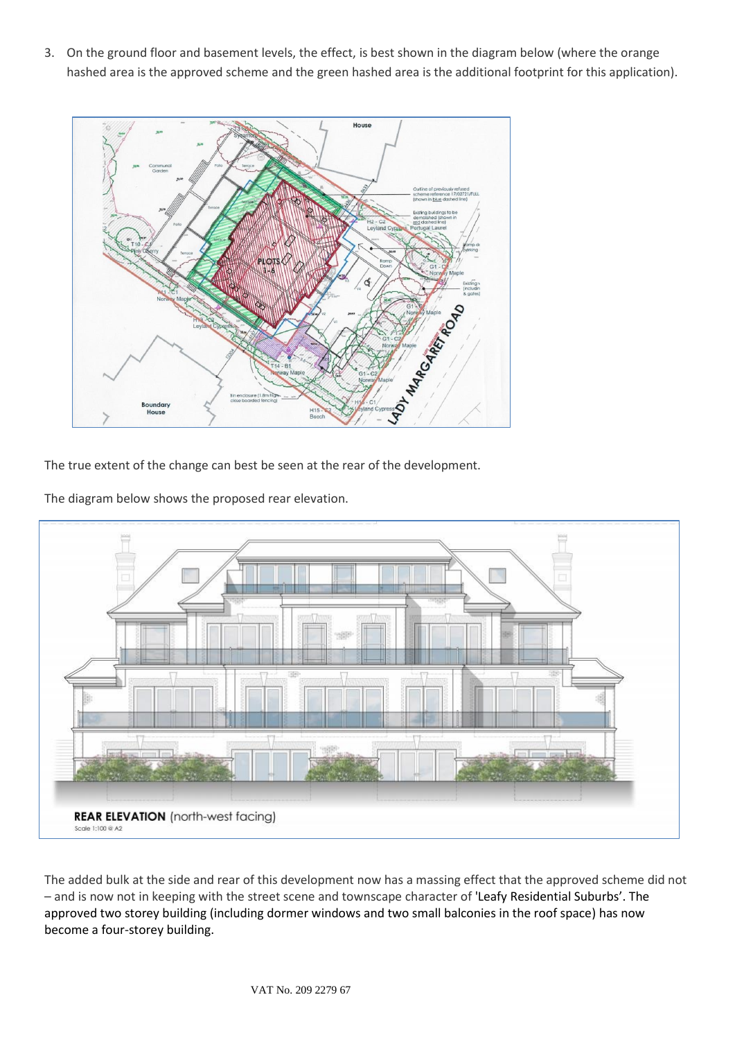3. On the ground floor and basement levels, the effect, is best shown in the diagram below (where the orange hashed area is the approved scheme and the green hashed area is the additional footprint for this application).

The true extent of the change can best be seen at the rear of the development.

The diagram below shows the proposed rear elevation.

The added bulk at the side and rear of this development now has a massing effect that the approved scheme did not – and is now not in keeping with the street scene and townscape character of 'Leafy Residential Suburbs'. The approved two storey building (including dormer windows and two small balconies in the roof space) has now become a four-storey building.

VAT No. 209 2279 67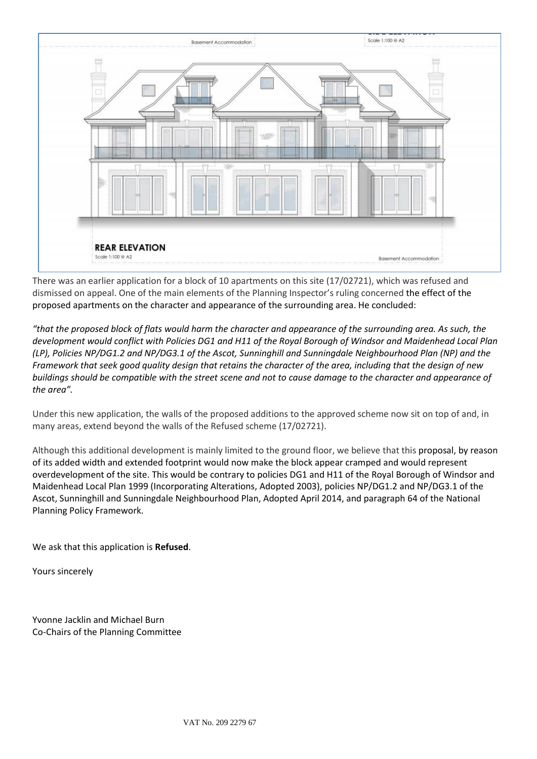Basement Accommodation

Scale 1:100 @ A2

REAR ELEVATION

Scale 1:100 @ A2

Basement Accommodation

There was an earlier application for a block of 10 apartments on this site (17/02721), which was refused and dismissed on appeal. One of the main elements of the Planning Inspector's ruling concerned the effect of the proposed apartments on the character and appearance of the surrounding area. He concluded:

*"that the proposed block of flats would harm the character and appearance of the surrounding area. As such, the development would conflict with Policies DG1 and H11 of the Royal Borough of Windsor and Maidenhead Local Plan (LP), Policies NP/DG1.2 and NP/DG3.1 of the Ascot, Sunninghill and Sunningdale Neighbourhood Plan (NP) and the Framework that seek good quality design that retains the character of the area, including that the design of new buildings should be compatible with the street scene and not to cause damage to the character and appearance of the area".*

Under this new application, the walls of the proposed additions to the approved scheme now sit on top of and, in many areas, extend beyond the walls of the Refused scheme (17/02721).

Although this additional development is mainly limited to the ground floor, we believe that this proposal, by reason of its added width and extended footprint would now make the block appear cramped and would represent overdevelopment of the site. This would be contrary to policies DG1 and H11 of the Royal Borough of Windsor and Maidenhead Local Plan 1999 (Incorporating Alterations, Adopted 2003), policies NP/DG1.2 and NP/DG3.1 of the Ascot, Sunninghill and Sunningdale Neighbourhood Plan, Adopted April 2014, and paragraph 64 of the National Planning Policy Framework.

We ask that this application is **Refused**.

Yours sincerely

Yvonne Jacklin and Michael Burn
Co-Chairs of the Planning Committee